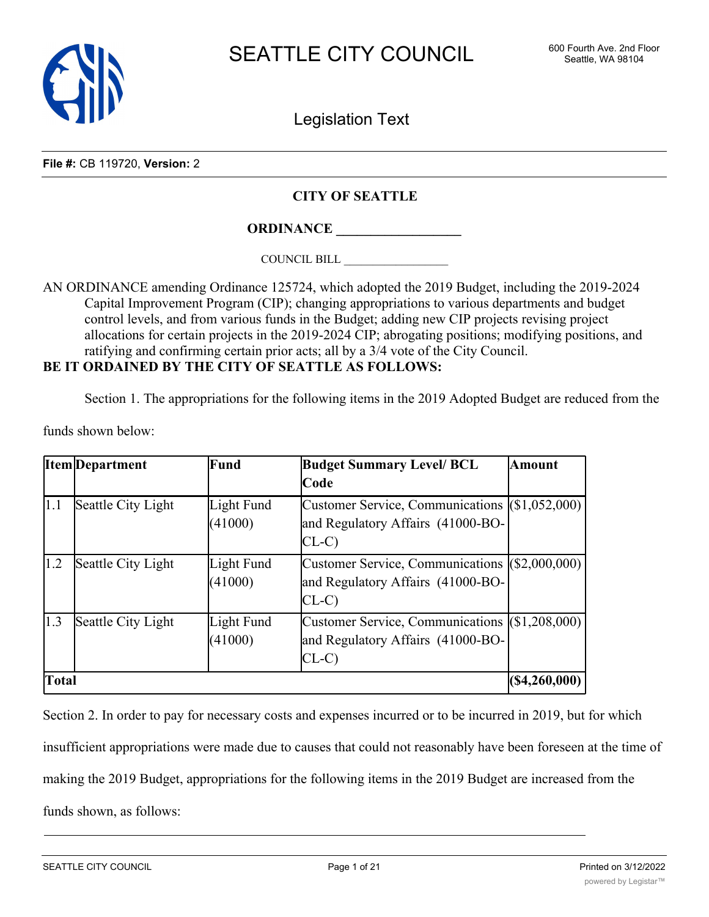# SEATTLE CITY COUNCIL

600 Fourth Ave. 2nd Floor
Seattle, WA 98104

## Legislation Text

**File #:** CB 119720, **Version:** 2

**CITY OF SEATTLE**

**ORDINANCE __________________**

COUNCIL BILL __________________

AN ORDINANCE amending Ordinance 125724, which adopted the 2019 Budget, including the 2019-2024 Capital Improvement Program (CIP); changing appropriations to various departments and budget control levels, and from various funds in the Budget; adding new CIP projects revising project allocations for certain projects in the 2019-2024 CIP; abrogating positions; modifying positions, and ratifying and confirming certain prior acts; all by a 3/4 vote of the City Council.

**BE IT ORDAINED BY THE CITY OF SEATTLE AS FOLLOWS:**

Section 1. The appropriations for the following items in the 2019 Adopted Budget are reduced from the funds shown below:

| Item | Department | Fund | Budget Summary Level/ BCL Code | Amount |
|---|---|---|---|---|
| 1.1 | Seattle City Light | Light Fund (41000) | Customer Service, Communications and Regulatory Affairs (41000-BO-CL-C) | ($1,052,000) |
| 1.2 | Seattle City Light | Light Fund (41000) | Customer Service, Communications and Regulatory Affairs (41000-BO-CL-C) | ($2,000,000) |
| 1.3 | Seattle City Light | Light Fund (41000) | Customer Service, Communications and Regulatory Affairs (41000-BO-CL-C) | ($1,208,000) |
| **Total** | | | | **($4,260,000)** |

Section 2. In order to pay for necessary costs and expenses incurred or to be incurred in 2019, but for which insufficient appropriations were made due to causes that could not reasonably have been foreseen at the time of making the 2019 Budget, appropriations for the following items in the 2019 Budget are increased from the funds shown, as follows: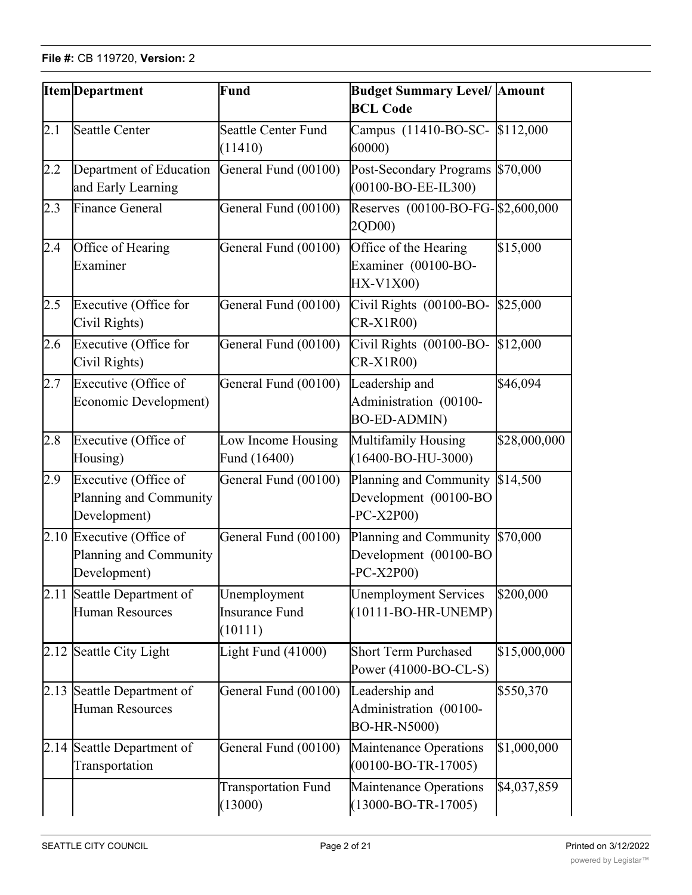File #: CB 119720, Version: 2

| Item | Department | Fund | Budget Summary Level/ BCL Code | Amount |
|---|---|---|---|---|
| 2.1 | Seattle Center | Seattle Center Fund (11410) | Campus (11410-BO-SC-60000) | $112,000 |
| 2.2 | Department of Education and Early Learning | General Fund (00100) | Post-Secondary Programs (00100-BO-EE-IL300) | $70,000 |
| 2.3 | Finance General | General Fund (00100) | Reserves (00100-BO-FG-2QD00) | $2,600,000 |
| 2.4 | Office of Hearing Examiner | General Fund (00100) | Office of the Hearing Examiner (00100-BO-HX-V1X00) | $15,000 |
| 2.5 | Executive (Office for Civil Rights) | General Fund (00100) | Civil Rights (00100-BO-CR-X1R00) | $25,000 |
| 2.6 | Executive (Office for Civil Rights) | General Fund (00100) | Civil Rights (00100-BO-CR-X1R00) | $12,000 |
| 2.7 | Executive (Office of Economic Development) | General Fund (00100) | Leadership and Administration (00100-BO-ED-ADMIN) | $46,094 |
| 2.8 | Executive (Office of Housing) | Low Income Housing Fund (16400) | Multifamily Housing (16400-BO-HU-3000) | $28,000,000 |
| 2.9 | Executive (Office of Planning and Community Development) | General Fund (00100) | Planning and Community Development (00100-BO-PC-X2P00) | $14,500 |
| 2.10 | Executive (Office of Planning and Community Development) | General Fund (00100) | Planning and Community Development (00100-BO-PC-X2P00) | $70,000 |
| 2.11 | Seattle Department of Human Resources | Unemployment Insurance Fund (10111) | Unemployment Services (10111-BO-HR-UNEMP) | $200,000 |
| 2.12 | Seattle City Light | Light Fund (41000) | Short Term Purchased Power (41000-BO-CL-S) | $15,000,000 |
| 2.13 | Seattle Department of Human Resources | General Fund (00100) | Leadership and Administration (00100-BO-HR-N5000) | $550,370 |
| 2.14 | Seattle Department of Transportation | General Fund (00100) | Maintenance Operations (00100-BO-TR-17005) | $1,000,000 |
| | | Transportation Fund (13000) | Maintenance Operations (13000-BO-TR-17005) | $4,037,859 |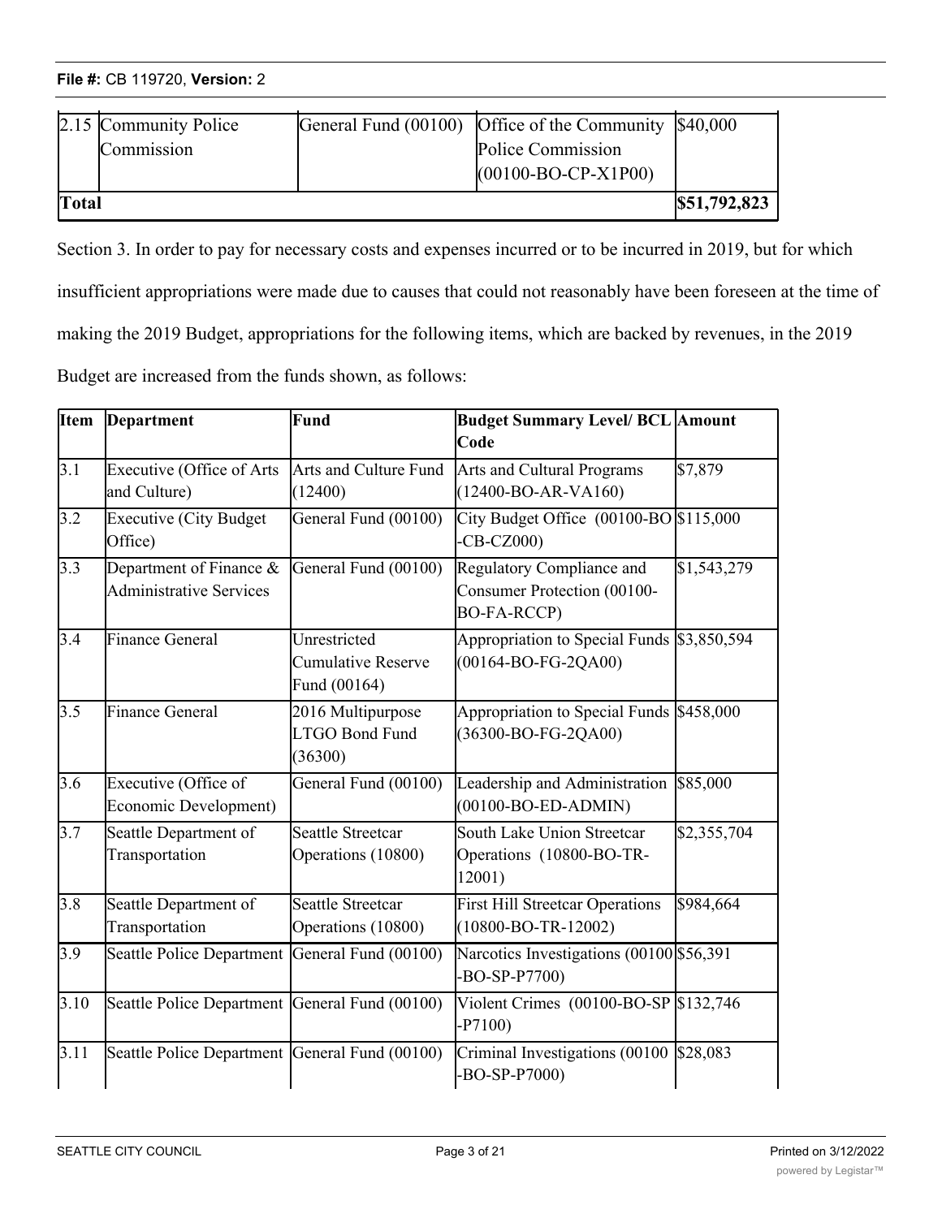| | | | | |
|---|---|---|---|---|
| 2.15 | Community Police Commission | General Fund (00100) | Office of the Community Police Commission (00100-BO-CP-X1P00) | $40,000 |
| **Total** | | | | **$51,792,823** |

Section 3. In order to pay for necessary costs and expenses incurred or to be incurred in 2019, but for which insufficient appropriations were made due to causes that could not reasonably have been foreseen at the time of making the 2019 Budget, appropriations for the following items, which are backed by revenues, in the 2019 Budget are increased from the funds shown, as follows:

| Item | Department | Fund | Budget Summary Level/ BCL Code | Amount |
|---|---|---|---|---|
| 3.1 | Executive (Office of Arts and Culture) | Arts and Culture Fund (12400) | Arts and Cultural Programs (12400-BO-AR-VA160) | $7,879 |
| 3.2 | Executive (City Budget Office) | General Fund (00100) | City Budget Office (00100-BO-CB-CZ000) | $115,000 |
| 3.3 | Department of Finance & Administrative Services | General Fund (00100) | Regulatory Compliance and Consumer Protection (00100-BO-FA-RCCP) | $1,543,279 |
| 3.4 | Finance General | Unrestricted Cumulative Reserve Fund (00164) | Appropriation to Special Funds (00164-BO-FG-2QA00) | $3,850,594 |
| 3.5 | Finance General | 2016 Multipurpose LTGO Bond Fund (36300) | Appropriation to Special Funds (36300-BO-FG-2QA00) | $458,000 |
| 3.6 | Executive (Office of Economic Development) | General Fund (00100) | Leadership and Administration (00100-BO-ED-ADMIN) | $85,000 |
| 3.7 | Seattle Department of Transportation | Seattle Streetcar Operations (10800) | South Lake Union Streetcar Operations (10800-BO-TR-12001) | $2,355,704 |
| 3.8 | Seattle Department of Transportation | Seattle Streetcar Operations (10800) | First Hill Streetcar Operations (10800-BO-TR-12002) | $984,664 |
| 3.9 | Seattle Police Department | General Fund (00100) | Narcotics Investigations (00100-BO-SP-P7700) | $56,391 |
| 3.10 | Seattle Police Department | General Fund (00100) | Violent Crimes (00100-BO-SP-P7100) | $132,746 |
| 3.11 | Seattle Police Department | General Fund (00100) | Criminal Investigations (00100-BO-SP-P7000) | $28,083 |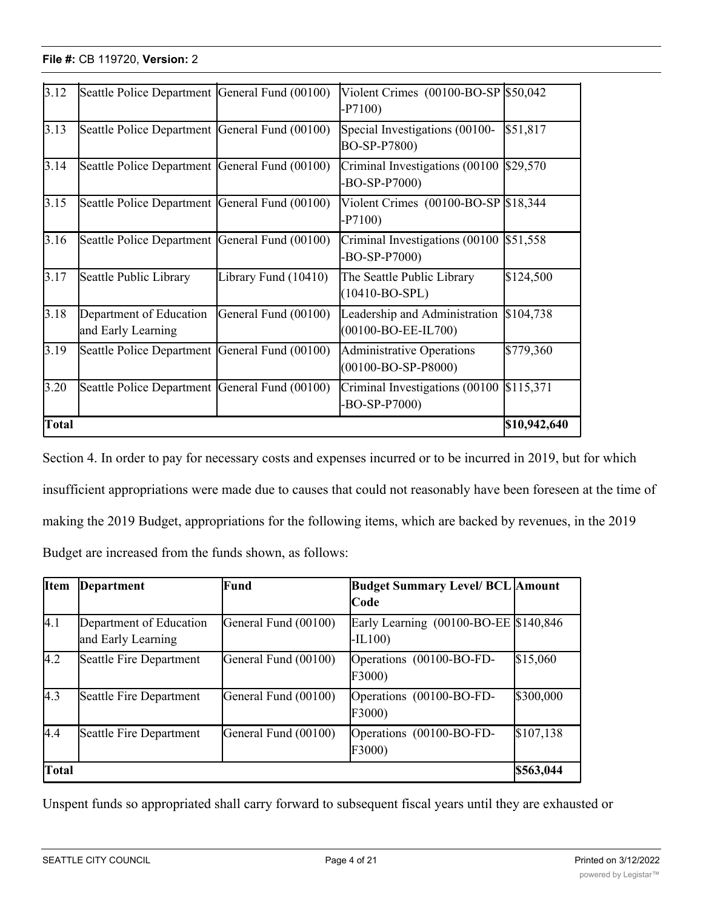| | | | | |
|---|---|---|---|---|
| 3.12 | Seattle Police Department | General Fund (00100) | Violent Crimes (00100-BO-SP-P7100) | $50,042 |
| 3.13 | Seattle Police Department | General Fund (00100) | Special Investigations (00100-BO-SP-P7800) | $51,817 |
| 3.14 | Seattle Police Department | General Fund (00100) | Criminal Investigations (00100-BO-SP-P7000) | $29,570 |
| 3.15 | Seattle Police Department | General Fund (00100) | Violent Crimes (00100-BO-SP-P7100) | $18,344 |
| 3.16 | Seattle Police Department | General Fund (00100) | Criminal Investigations (00100-BO-SP-P7000) | $51,558 |
| 3.17 | Seattle Public Library | Library Fund (10410) | The Seattle Public Library (10410-BO-SPL) | $124,500 |
| 3.18 | Department of Education and Early Learning | General Fund (00100) | Leadership and Administration (00100-BO-EE-IL700) | $104,738 |
| 3.19 | Seattle Police Department | General Fund (00100) | Administrative Operations (00100-BO-SP-P8000) | $779,360 |
| 3.20 | Seattle Police Department | General Fund (00100) | Criminal Investigations (00100-BO-SP-P7000) | $115,371 |
| **Total** | | | | **$10,942,640** |

Section 4. In order to pay for necessary costs and expenses incurred or to be incurred in 2019, but for which insufficient appropriations were made due to causes that could not reasonably have been foreseen at the time of making the 2019 Budget, appropriations for the following items, which are backed by revenues, in the 2019 Budget are increased from the funds shown, as follows:

| Item | Department | Fund | Budget Summary Level/ BCL Code | Amount |
|---|---|---|---|---|
| 4.1 | Department of Education and Early Learning | General Fund (00100) | Early Learning (00100-BO-EE-IL100) | $140,846 |
| 4.2 | Seattle Fire Department | General Fund (00100) | Operations (00100-BO-FD-F3000) | $15,060 |
| 4.3 | Seattle Fire Department | General Fund (00100) | Operations (00100-BO-FD-F3000) | $300,000 |
| 4.4 | Seattle Fire Department | General Fund (00100) | Operations (00100-BO-FD-F3000) | $107,138 |
| **Total** | | | | **$563,044** |

Unspent funds so appropriated shall carry forward to subsequent fiscal years until they are exhausted or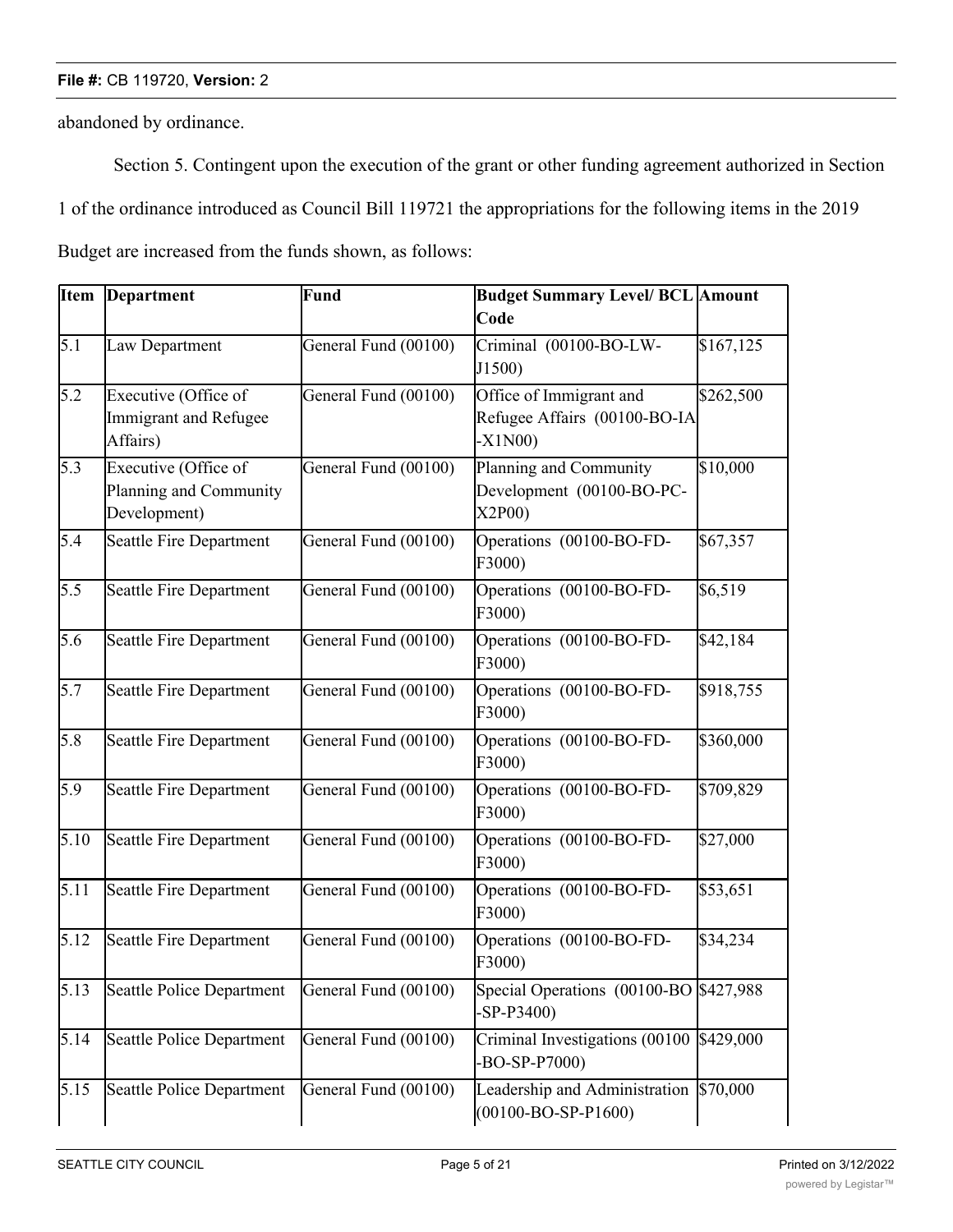abandoned by ordinance.

Section 5. Contingent upon the execution of the grant or other funding agreement authorized in Section 1 of the ordinance introduced as Council Bill 119721 the appropriations for the following items in the 2019 Budget are increased from the funds shown, as follows:

| Item | Department | Fund | Budget Summary Level/ BCL Code | Amount |
|---|---|---|---|---|
| 5.1 | Law Department | General Fund (00100) | Criminal (00100-BO-LW-J1500) | $167,125 |
| 5.2 | Executive (Office of Immigrant and Refugee Affairs) | General Fund (00100) | Office of Immigrant and Refugee Affairs (00100-BO-IA-X1N00) | $262,500 |
| 5.3 | Executive (Office of Planning and Community Development) | General Fund (00100) | Planning and Community Development (00100-BO-PC-X2P00) | $10,000 |
| 5.4 | Seattle Fire Department | General Fund (00100) | Operations (00100-BO-FD-F3000) | $67,357 |
| 5.5 | Seattle Fire Department | General Fund (00100) | Operations (00100-BO-FD-F3000) | $6,519 |
| 5.6 | Seattle Fire Department | General Fund (00100) | Operations (00100-BO-FD-F3000) | $42,184 |
| 5.7 | Seattle Fire Department | General Fund (00100) | Operations (00100-BO-FD-F3000) | $918,755 |
| 5.8 | Seattle Fire Department | General Fund (00100) | Operations (00100-BO-FD-F3000) | $360,000 |
| 5.9 | Seattle Fire Department | General Fund (00100) | Operations (00100-BO-FD-F3000) | $709,829 |
| 5.10 | Seattle Fire Department | General Fund (00100) | Operations (00100-BO-FD-F3000) | $27,000 |
| 5.11 | Seattle Fire Department | General Fund (00100) | Operations (00100-BO-FD-F3000) | $53,651 |
| 5.12 | Seattle Fire Department | General Fund (00100) | Operations (00100-BO-FD-F3000) | $34,234 |
| 5.13 | Seattle Police Department | General Fund (00100) | Special Operations (00100-BO-SP-P3400) | $427,988 |
| 5.14 | Seattle Police Department | General Fund (00100) | Criminal Investigations (00100-BO-SP-P7000) | $429,000 |
| 5.15 | Seattle Police Department | General Fund (00100) | Leadership and Administration (00100-BO-SP-P1600) | $70,000 |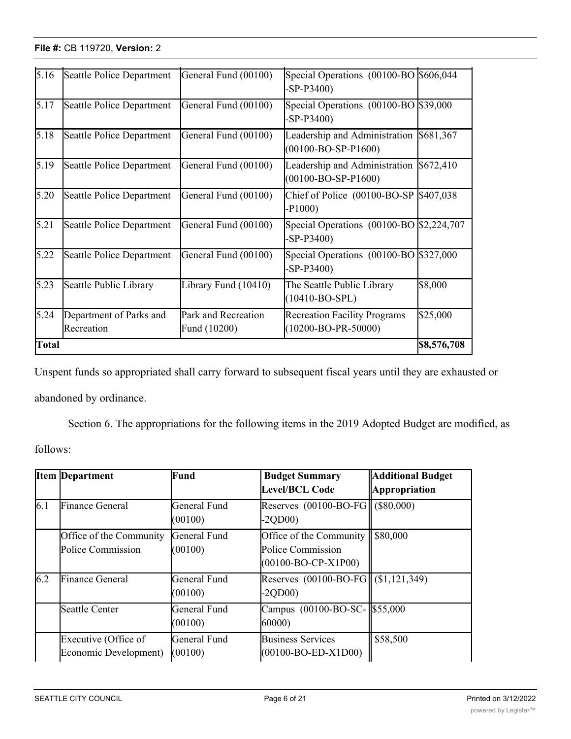| | | | | |
|---|---|---|---|---|
| 5.16 | Seattle Police Department | General Fund (00100) | Special Operations (00100-BO-SP-P3400) | $606,044 |
| 5.17 | Seattle Police Department | General Fund (00100) | Special Operations (00100-BO-SP-P3400) | $39,000 |
| 5.18 | Seattle Police Department | General Fund (00100) | Leadership and Administration (00100-BO-SP-P1600) | $681,367 |
| 5.19 | Seattle Police Department | General Fund (00100) | Leadership and Administration (00100-BO-SP-P1600) | $672,410 |
| 5.20 | Seattle Police Department | General Fund (00100) | Chief of Police (00100-BO-SP-P1000) | $407,038 |
| 5.21 | Seattle Police Department | General Fund (00100) | Special Operations (00100-BO-SP-P3400) | $2,224,707 |
| 5.22 | Seattle Police Department | General Fund (00100) | Special Operations (00100-BO-SP-P3400) | $327,000 |
| 5.23 | Seattle Public Library | Library Fund (10410) | The Seattle Public Library (10410-BO-SPL) | $8,000 |
| 5.24 | Department of Parks and Recreation | Park and Recreation Fund (10200) | Recreation Facility Programs (10200-BO-PR-50000) | $25,000 |
| **Total** | | | | **$8,576,708** |

Unspent funds so appropriated shall carry forward to subsequent fiscal years until they are exhausted or abandoned by ordinance.

Section 6. The appropriations for the following items in the 2019 Adopted Budget are modified, as follows:

| Item | Department | Fund | Budget Summary Level/BCL Code | Additional Budget Appropriation |
|---|---|---|---|---|
| 6.1 | Finance General | General Fund (00100) | Reserves (00100-BO-FG-2QD00) | ($80,000) |
| | Office of the Community Police Commission | General Fund (00100) | Office of the Community Police Commission (00100-BO-CP-X1P00) | $80,000 |
| 6.2 | Finance General | General Fund (00100) | Reserves (00100-BO-FG-2QD00) | ($1,121,349) |
| | Seattle Center | General Fund (00100) | Campus (00100-BO-SC-60000) | $55,000 |
| | Executive (Office of Economic Development) | General Fund (00100) | Business Services (00100-BO-ED-X1D00) | $58,500 |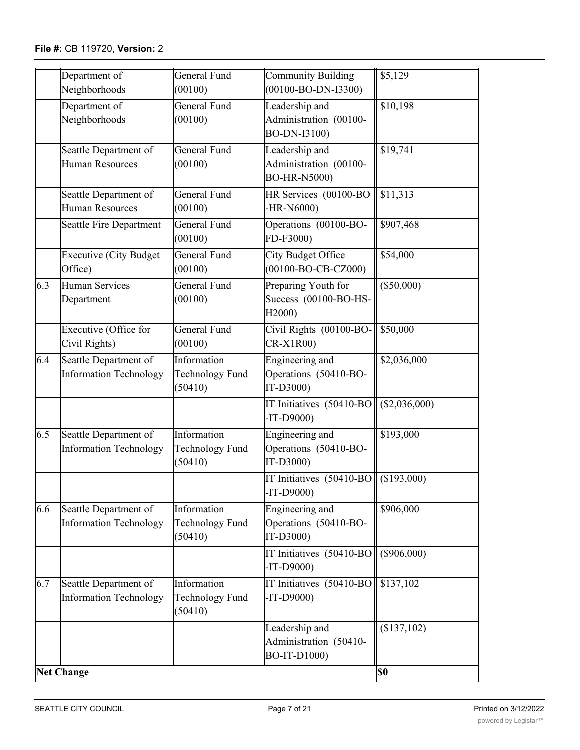| | | | | |
|---|---|---|---|---|
| | Department of Neighborhoods | General Fund (00100) | Community Building (00100-BO-DN-I3300) | $5,129 |
| | Department of Neighborhoods | General Fund (00100) | Leadership and Administration (00100-BO-DN-I3100) | $10,198 |
| | Seattle Department of Human Resources | General Fund (00100) | Leadership and Administration (00100-BO-HR-N5000) | $19,741 |
| | Seattle Department of Human Resources | General Fund (00100) | HR Services (00100-BO-HR-N6000) | $11,313 |
| | Seattle Fire Department | General Fund (00100) | Operations (00100-BO-FD-F3000) | $907,468 |
| | Executive (City Budget Office) | General Fund (00100) | City Budget Office (00100-BO-CB-CZ000) | $54,000 |
| 6.3 | Human Services Department | General Fund (00100) | Preparing Youth for Success (00100-BO-HS-H2000) | ($50,000) |
| | Executive (Office for Civil Rights) | General Fund (00100) | Civil Rights (00100-BO-CR-X1R00) | $50,000 |
| 6.4 | Seattle Department of Information Technology | Information Technology Fund (50410) | Engineering and Operations (50410-BO-IT-D3000) | $2,036,000 |
| | | | IT Initiatives (50410-BO-IT-D9000) | ($2,036,000) |
| 6.5 | Seattle Department of Information Technology | Information Technology Fund (50410) | Engineering and Operations (50410-BO-IT-D3000) | $193,000 |
| | | | IT Initiatives (50410-BO-IT-D9000) | ($193,000) |
| 6.6 | Seattle Department of Information Technology | Information Technology Fund (50410) | Engineering and Operations (50410-BO-IT-D3000) | $906,000 |
| | | | IT Initiatives (50410-BO-IT-D9000) | ($906,000) |
| 6.7 | Seattle Department of Information Technology | Information Technology Fund (50410) | IT Initiatives (50410-BO-IT-D9000) | $137,102 |
| | | | Leadership and Administration (50410-BO-IT-D1000) | ($137,102) |
| **Net Change** | | | | **$0** |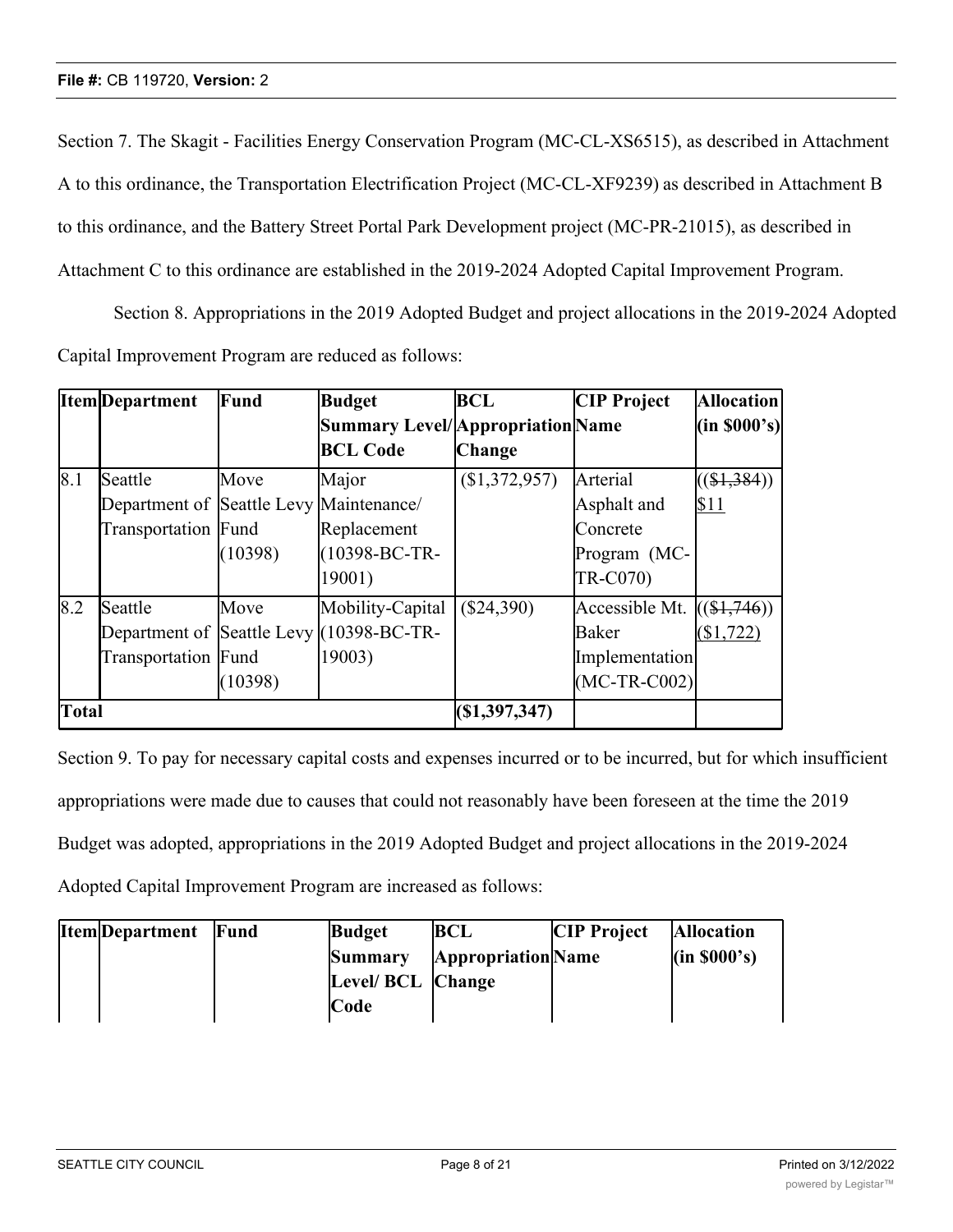Section 7. The Skagit - Facilities Energy Conservation Program (MC-CL-XS6515), as described in Attachment A to this ordinance, the Transportation Electrification Project (MC-CL-XF9239) as described in Attachment B to this ordinance, and the Battery Street Portal Park Development project (MC-PR-21015), as described in Attachment C to this ordinance are established in the 2019-2024 Adopted Capital Improvement Program.

Section 8. Appropriations in the 2019 Adopted Budget and project allocations in the 2019-2024 Adopted Capital Improvement Program are reduced as follows:

| Item | Department | Fund | Budget Summary Level/ BCL Code | BCL Appropriation Change | CIP Project Name | Allocation (in $000's) |
|---|---|---|---|---|---|---|
| 8.1 | Seattle Department of Transportation | Move Seattle Levy Fund (10398) | Major Maintenance/ Replacement (10398-BC-TR-19001) | ($1,372,957) | Arterial Asphalt and Concrete Program (MC-TR-C070) | ((~~($1,384)~~)) <u>$11</u> |
| 8.2 | Seattle Department of Transportation | Move Seattle Levy Fund (10398) | Mobility-Capital (10398-BC-TR-19003) | ($24,390) | Accessible Mt. Baker Implementation (MC-TR-C002) | ((~~($1,746)~~)) <u>($1,722)</u> |
| **Total** | | | | **($1,397,347)** | | |

Section 9. To pay for necessary capital costs and expenses incurred or to be incurred, but for which insufficient appropriations were made due to causes that could not reasonably have been foreseen at the time the 2019 Budget was adopted, appropriations in the 2019 Adopted Budget and project allocations in the 2019-2024 Adopted Capital Improvement Program are increased as follows:

| Item | Department | Fund | Budget Summary Level/ BCL Code | BCL Appropriation Change | CIP Project Name | Allocation (in $000's) |
|---|---|---|---|---|---|---|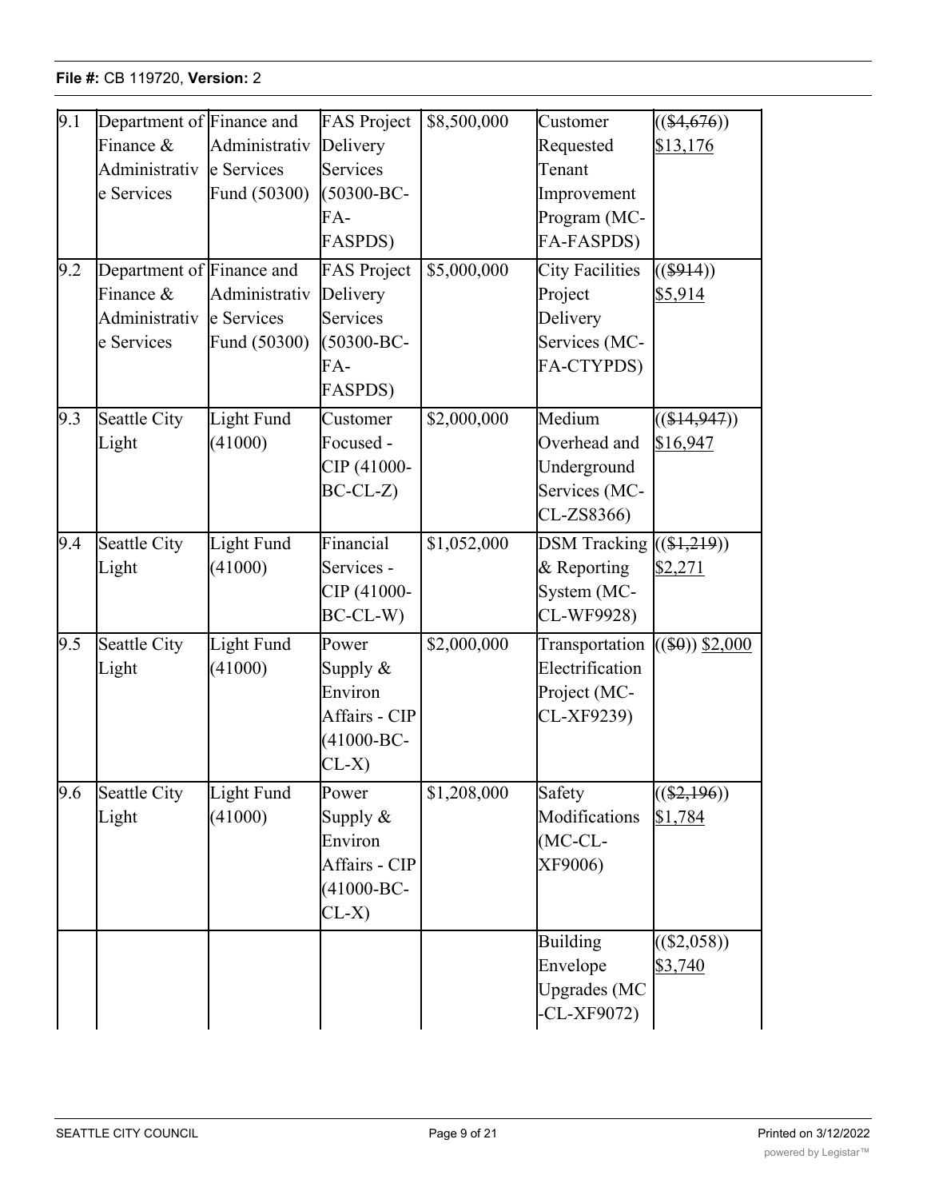| 9.1 | Department of Finance & Administrative Services | Finance and Administrative Services Fund (50300) | FAS Project Delivery Services (50300-BC-FA-FASPDS) | $8,500,000 | Customer Requested Tenant Improvement Program (MC-FA-FASPDS) | ((~~$4,676~~)) <u>$13,176</u> |
|---|---|---|---|---|---|---|
| 9.2 | Department of Finance & Administrative Services | Finance and Administrative Services Fund (50300) | FAS Project Delivery Services (50300-BC-FA-FASPDS) | $5,000,000 | City Facilities Project Delivery Services (MC-FA-CTYPDS) | ((~~$914~~)) <u>$5,914</u> |
| 9.3 | Seattle City Light | Light Fund (41000) | Customer Focused - CIP (41000-BC-CL-Z) | $2,000,000 | Medium Overhead and Underground Services (MC-CL-ZS8366) | ((~~$14,947~~)) <u>$16,947</u> |
| 9.4 | Seattle City Light | Light Fund (41000) | Financial Services - CIP (41000-BC-CL-W) | $1,052,000 | DSM Tracking & Reporting System (MC-CL-WF9928) | ((~~$1,219~~)) <u>$2,271</u> |
| 9.5 | Seattle City Light | Light Fund (41000) | Power Supply & Environ Affairs - CIP (41000-BC-CL-X) | $2,000,000 | Transportation Electrification Project (MC-CL-XF9239) | ((~~$0~~)) <u>$2,000</u> |
| 9.6 | Seattle City Light | Light Fund (41000) | Power Supply & Environ Affairs - CIP (41000-BC-CL-X) | $1,208,000 | Safety Modifications (MC-CL-XF9006) | ((~~$2,196~~)) <u>$1,784</u> |
| | | | | | Building Envelope Upgrades (MC-CL-XF9072) | (($2,058)) <u>$3,740</u> |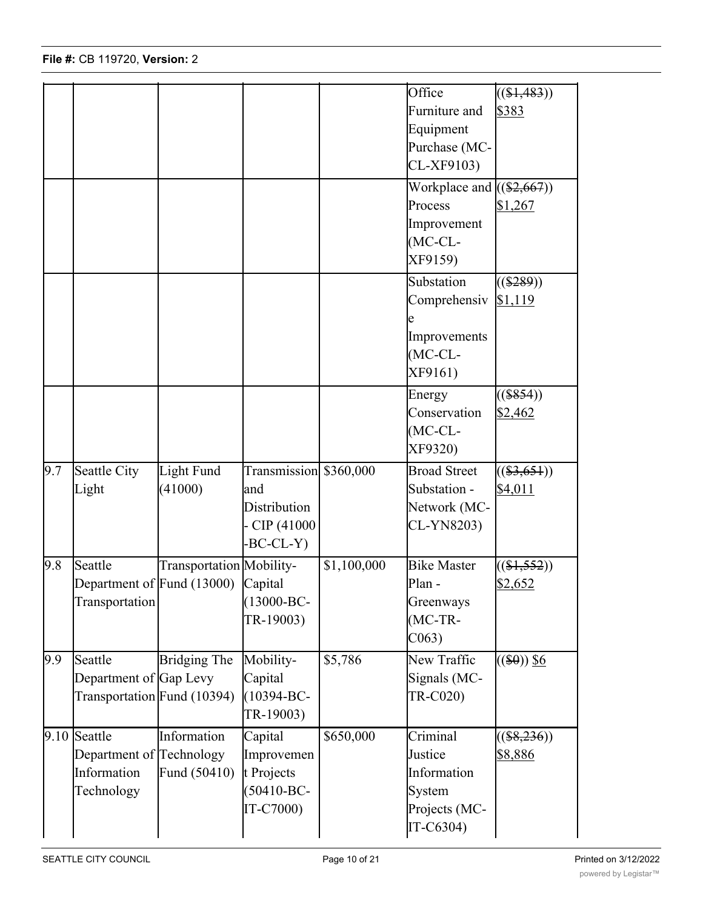| | | | | | | |
|---|---|---|---|---|---|---|
| | | | | | Office Furniture and Equipment Purchase (MC-CL-XF9103) | (($1,483)) $383 |
| | | | | | Workplace and Process Improvement (MC-CL-XF9159) | (($2,667)) $1,267 |
| | | | | | Substation Comprehensive Improvements (MC-CL-XF9161) | (($289)) $1,119 |
| | | | | | Energy Conservation (MC-CL-XF9320) | (($854)) $2,462 |
| 9.7 | Seattle City Light | Light Fund (41000) | Transmission and Distribution - CIP (41000-BC-CL-Y) | $360,000 | Broad Street Substation - Network (MC-CL-YN8203) | (($3,651)) $4,011 |
| 9.8 | Seattle Department of Transportation | Transportation Fund (13000) | Mobility-Capital (13000-BC-TR-19003) | $1,100,000 | Bike Master Plan - Greenways (MC-TR-C063) | (($1,552)) $2,652 |
| 9.9 | Seattle Department of Transportation | Bridging The Gap Levy Fund (10394) | Mobility-Capital (10394-BC-TR-19003) | $5,786 | New Traffic Signals (MC-TR-C020) | (($0)) $6 |
| 9.10 | Seattle Department of Information Technology | Information Technology Fund (50410) | Capital Improvement Projects (50410-BC-IT-C7000) | $650,000 | Criminal Justice Information System Projects (MC-IT-C6304) | (($8,236)) $8,886 |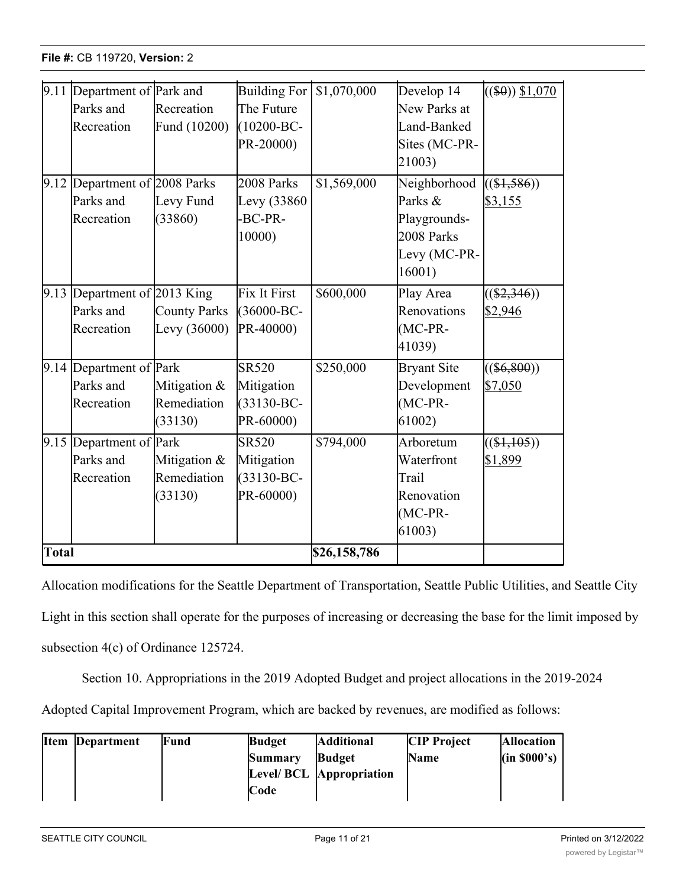| 9.11 | Department of Parks and Recreation | Park and Recreation Fund (10200) | Building For The Future (10200-BC-PR-20000) | $1,070,000 | Develop 14 New Parks at Land-Banked Sites (MC-PR-21003) | ((~~$0~~)) $1,070 |
|---|---|---|---|---|---|---|
| 9.12 | Department of Parks and Recreation | 2008 Parks Levy Fund (33860) | 2008 Parks Levy (33860-BC-PR-10000) | $1,569,000 | Neighborhood Parks & Playgrounds-2008 Parks Levy (MC-PR-16001) | ((~~$1,586~~)) $3,155 |
| 9.13 | Department of Parks and Recreation | 2013 King County Parks Levy (36000) | Fix It First (36000-BC-PR-40000) | $600,000 | Play Area Renovations (MC-PR-41039) | ((~~$2,346~~)) $2,946 |
| 9.14 | Department of Parks and Recreation | Park Mitigation & Remediation (33130) | SR520 Mitigation (33130-BC-PR-60000) | $250,000 | Bryant Site Development (MC-PR-61002) | ((~~$6,800~~)) $7,050 |
| 9.15 | Department of Parks and Recreation | Park Mitigation & Remediation (33130) | SR520 Mitigation (33130-BC-PR-60000) | $794,000 | Arboretum Waterfront Trail Renovation (MC-PR-61003) | ((~~$1,105~~)) $1,899 |
| **Total** | | | | **$26,158,786** | | |

Allocation modifications for the Seattle Department of Transportation, Seattle Public Utilities, and Seattle City Light in this section shall operate for the purposes of increasing or decreasing the base for the limit imposed by subsection 4(c) of Ordinance 125724.

Section 10. Appropriations in the 2019 Adopted Budget and project allocations in the 2019-2024 Adopted Capital Improvement Program, which are backed by revenues, are modified as follows:

| Item | Department | Fund | Budget Summary Level/ BCL Code | Additional Budget Appropriation | CIP Project Name | Allocation (in $000's) |
|---|---|---|---|---|---|---|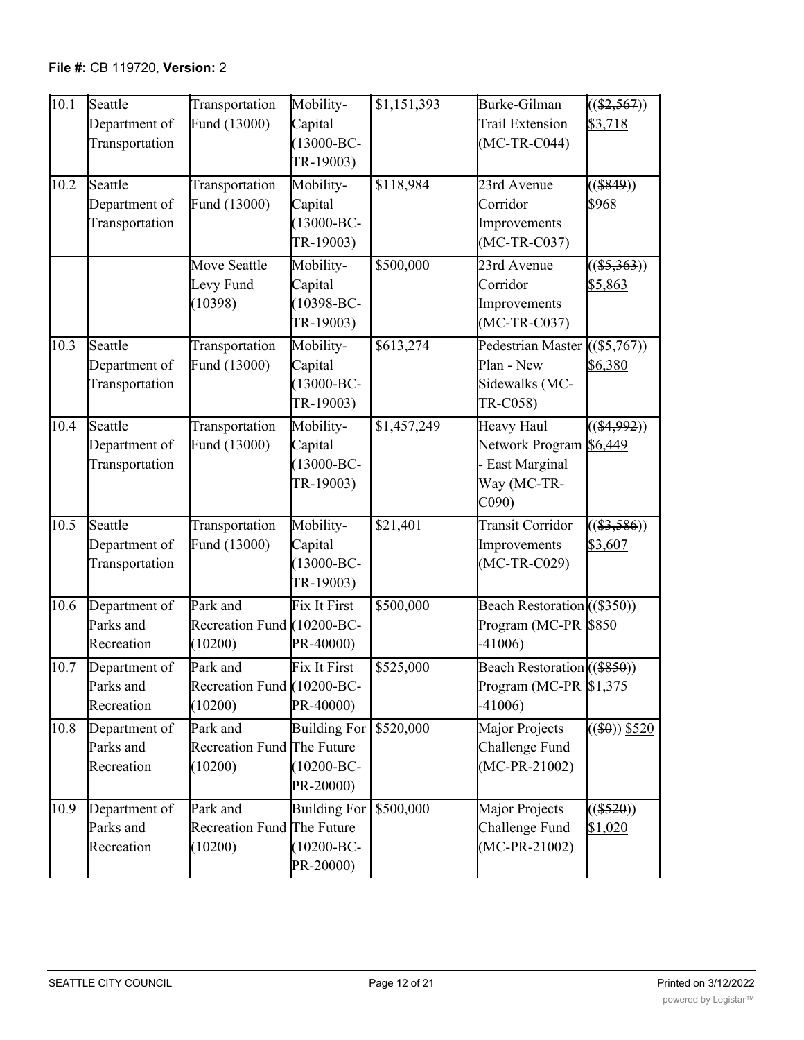| 10.1 | Seattle Department of Transportation | Transportation Fund (13000) | Mobility-Capital (13000-BC-TR-19003) | $1,151,393 | Burke-Gilman Trail Extension (MC-TR-C044) | ((~~($2,567)~~)) <u>$3,718</u> |
|---|---|---|---|---|---|---|
| 10.2 | Seattle Department of Transportation | Transportation Fund (13000) | Mobility-Capital (13000-BC-TR-19003) | $118,984 | 23rd Avenue Corridor Improvements (MC-TR-C037) | ((~~($849)~~)) <u>$968</u> |
| | | Move Seattle Levy Fund (10398) | Mobility-Capital (10398-BC-TR-19003) | $500,000 | 23rd Avenue Corridor Improvements (MC-TR-C037) | ((~~($5,363)~~)) <u>$5,863</u> |
| 10.3 | Seattle Department of Transportation | Transportation Fund (13000) | Mobility-Capital (13000-BC-TR-19003) | $613,274 | Pedestrian Master Plan - New Sidewalks (MC-TR-C058) | ((~~($5,767)~~)) <u>$6,380</u> |
| 10.4 | Seattle Department of Transportation | Transportation Fund (13000) | Mobility-Capital (13000-BC-TR-19003) | $1,457,249 | Heavy Haul Network Program - East Marginal Way (MC-TR-C090) | ((~~($4,992)~~)) <u>$6,449</u> |
| 10.5 | Seattle Department of Transportation | Transportation Fund (13000) | Mobility-Capital (13000-BC-TR-19003) | $21,401 | Transit Corridor Improvements (MC-TR-C029) | ((~~($3,586)~~)) <u>$3,607</u> |
| 10.6 | Department of Parks and Recreation | Park and Recreation Fund (10200) | Fix It First (10200-BC-PR-40000) | $500,000 | Beach Restoration Program (MC-PR-41006) | ((~~($350)~~)) <u>$850</u> |
| 10.7 | Department of Parks and Recreation | Park and Recreation Fund (10200) | Fix It First (10200-BC-PR-40000) | $525,000 | Beach Restoration Program (MC-PR-41006) | ((~~($850)~~)) <u>$1,375</u> |
| 10.8 | Department of Parks and Recreation | Park and Recreation Fund (10200) | Building For The Future (10200-BC-PR-20000) | $520,000 | Major Projects Challenge Fund (MC-PR-21002) | ((~~($0)~~)) <u>$520</u> |
| 10.9 | Department of Parks and Recreation | Park and Recreation Fund (10200) | Building For The Future (10200-BC-PR-20000) | $500,000 | Major Projects Challenge Fund (MC-PR-21002) | ((~~($520)~~)) <u>$1,020</u> |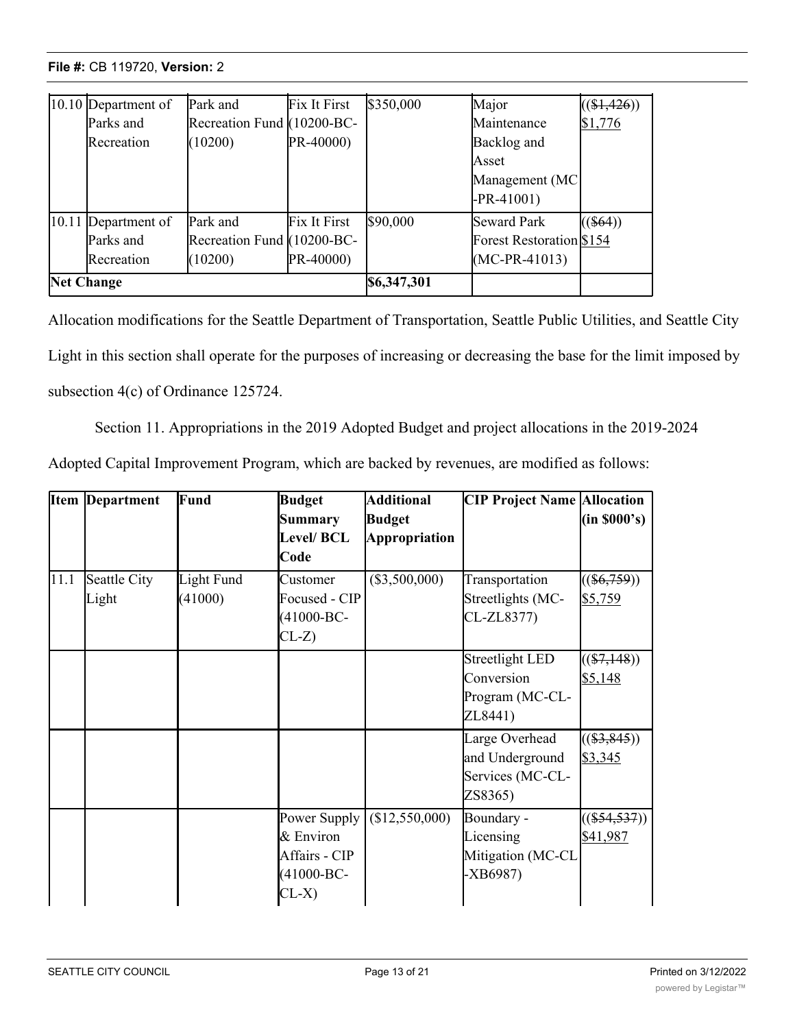| | | | | | | |
|---|---|---|---|---|---|---|
| 10.10 | Department of Parks and Recreation | Park and Recreation Fund (10200) | Fix It First (10200-BC-PR-40000) | $350,000 | Major Maintenance Backlog and Asset Management (MC-PR-41001) | ((~~$1,426~~)) $1,776 |
| 10.11 | Department of Parks and Recreation | Park and Recreation Fund (10200) | Fix It First (10200-BC-PR-40000) | $90,000 | Seward Park Forest Restoration (MC-PR-41013) | ((~~$64~~)) $154 |
| **Net Change** | | | | **$6,347,301** | | |

Allocation modifications for the Seattle Department of Transportation, Seattle Public Utilities, and Seattle City Light in this section shall operate for the purposes of increasing or decreasing the base for the limit imposed by subsection 4(c) of Ordinance 125724.

Section 11. Appropriations in the 2019 Adopted Budget and project allocations in the 2019-2024 Adopted Capital Improvement Program, which are backed by revenues, are modified as follows:

| Item | Department | Fund | Budget Summary Level/ BCL Code | Additional Budget Appropriation | CIP Project Name | Allocation (in $000's) |
|---|---|---|---|---|---|---|
| 11.1 | Seattle City Light | Light Fund (41000) | Customer Focused - CIP (41000-BC-CL-Z) | ($3,500,000) | Transportation Streetlights (MC-CL-ZL8377) | ((~~$6,759~~)) $5,759 |
| | | | | | Streetlight LED Conversion Program (MC-CL-ZL8441) | ((~~$7,148~~)) $5,148 |
| | | | | | Large Overhead and Underground Services (MC-CL-ZS8365) | ((~~$3,845~~)) $3,345 |
| | | | Power Supply & Environ Affairs - CIP (41000-BC-CL-X) | ($12,550,000) | Boundary - Licensing Mitigation (MC-CL-XB6987) | ((~~$54,537~~)) $41,987 |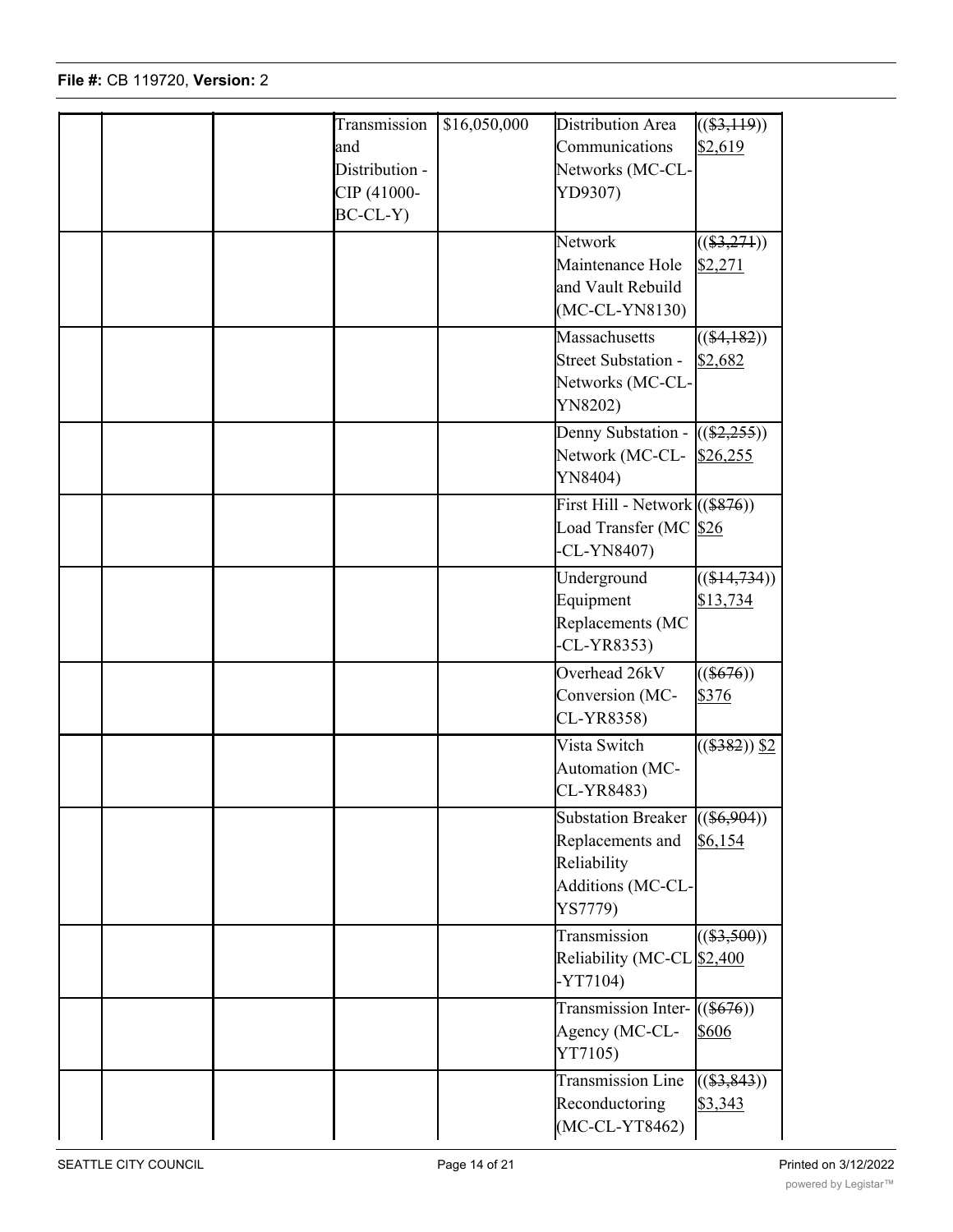| | | | | | |
|---|---|---|---|---|---|
| | | Transmission and Distribution - CIP (41000-BC-CL-Y) | $16,050,000 | Distribution Area Communications Networks (MC-CL-YD9307) | (($3,119)) $2,619 |
| | | | | Network Maintenance Hole and Vault Rebuild (MC-CL-YN8130) | (($3,271)) $2,271 |
| | | | | Massachusetts Street Substation - Networks (MC-CL-YN8202) | (($4,182)) $2,682 |
| | | | | Denny Substation - Network (MC-CL-YN8404) | (($2,255)) $26,255 |
| | | | | First Hill - Network Load Transfer (MC-CL-YN8407) | (($876)) $26 |
| | | | | Underground Equipment Replacements (MC-CL-YR8353) | (($14,734)) $13,734 |
| | | | | Overhead 26kV Conversion (MC-CL-YR8358) | (($676)) $376 |
| | | | | Vista Switch Automation (MC-CL-YR8483) | (($382)) $2 |
| | | | | Substation Breaker Replacements and Reliability Additions (MC-CL-YS7779) | (($6,904)) $6,154 |
| | | | | Transmission Reliability (MC-CL-YT7104) | (($3,500)) $2,400 |
| | | | | Transmission Inter-Agency (MC-CL-YT7105) | (($676)) $606 |
| | | | | Transmission Line Reconductoring (MC-CL-YT8462) | (($3,843)) $3,343 |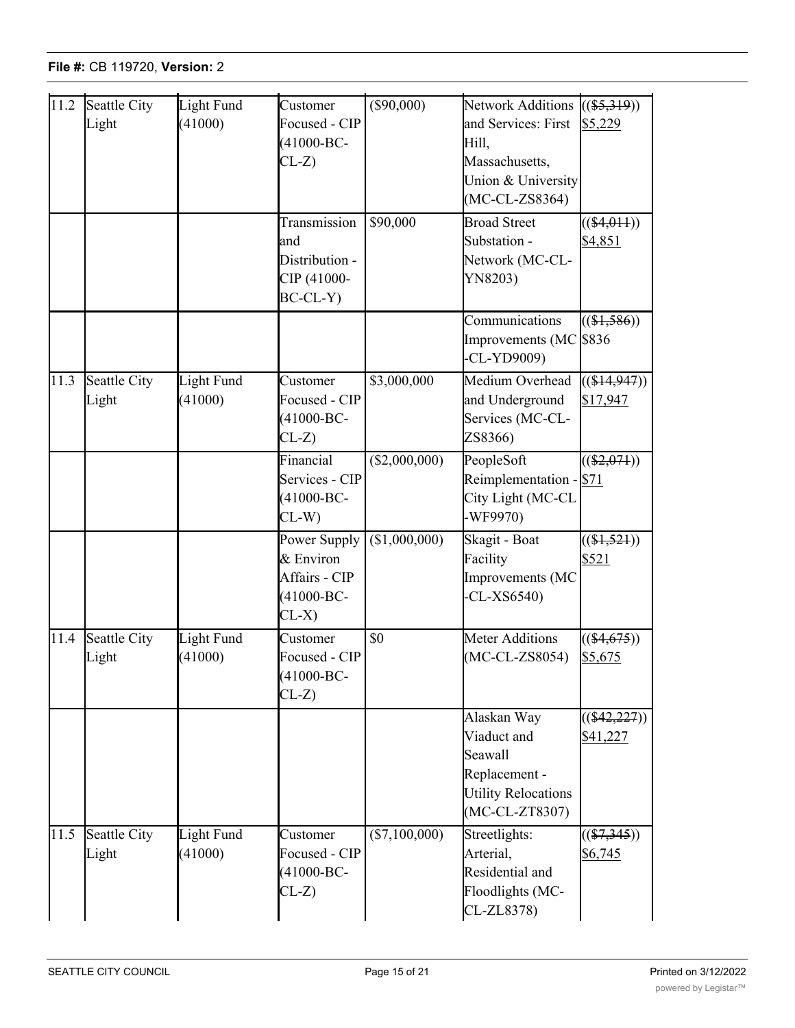| 11.2 | Seattle City Light | Light Fund (41000) | Customer Focused - CIP (41000-BC-CL-Z) | ($90,000) | Network Additions and Services: First Hill, Massachusetts, Union & University (MC-CL-ZS8364) | ((~~($5,319)~~)) <u>$5,229</u> |
|---|---|---|---|---|---|---|
| | | | Transmission and Distribution - CIP (41000-BC-CL-Y) | $90,000 | Broad Street Substation - Network (MC-CL-YN8203) | ((~~($4,011)~~)) <u>$4,851</u> |
| | | | | | Communications Improvements (MC-CL-YD9009) | ((~~($1,586)~~)) $836 |
| 11.3 | Seattle City Light | Light Fund (41000) | Customer Focused - CIP (41000-BC-CL-Z) | $3,000,000 | Medium Overhead and Underground Services (MC-CL-ZS8366) | ((~~($14,947)~~)) <u>$17,947</u> |
| | | | Financial Services - CIP (41000-BC-CL-W) | ($2,000,000) | PeopleSoft Reimplementation - City Light (MC-CL-WF9970) | ((~~($2,071)~~)) <u>$71</u> |
| | | | Power Supply & Environ Affairs - CIP (41000-BC-CL-X) | ($1,000,000) | Skagit - Boat Facility Improvements (MC-CL-XS6540) | ((~~($1,521)~~)) <u>$521</u> |
| 11.4 | Seattle City Light | Light Fund (41000) | Customer Focused - CIP (41000-BC-CL-Z) | $0 | Meter Additions (MC-CL-ZS8054) | ((~~($4,675)~~)) <u>$5,675</u> |
| | | | | | Alaskan Way Viaduct and Seawall Replacement - Utility Relocations (MC-CL-ZT8307) | ((~~($42,227)~~)) <u>$41,227</u> |
| 11.5 | Seattle City Light | Light Fund (41000) | Customer Focused - CIP (41000-BC-CL-Z) | ($7,100,000) | Streetlights: Arterial, Residential and Floodlights (MC-CL-ZL8378) | ((~~($7,345)~~)) <u>$6,745</u> |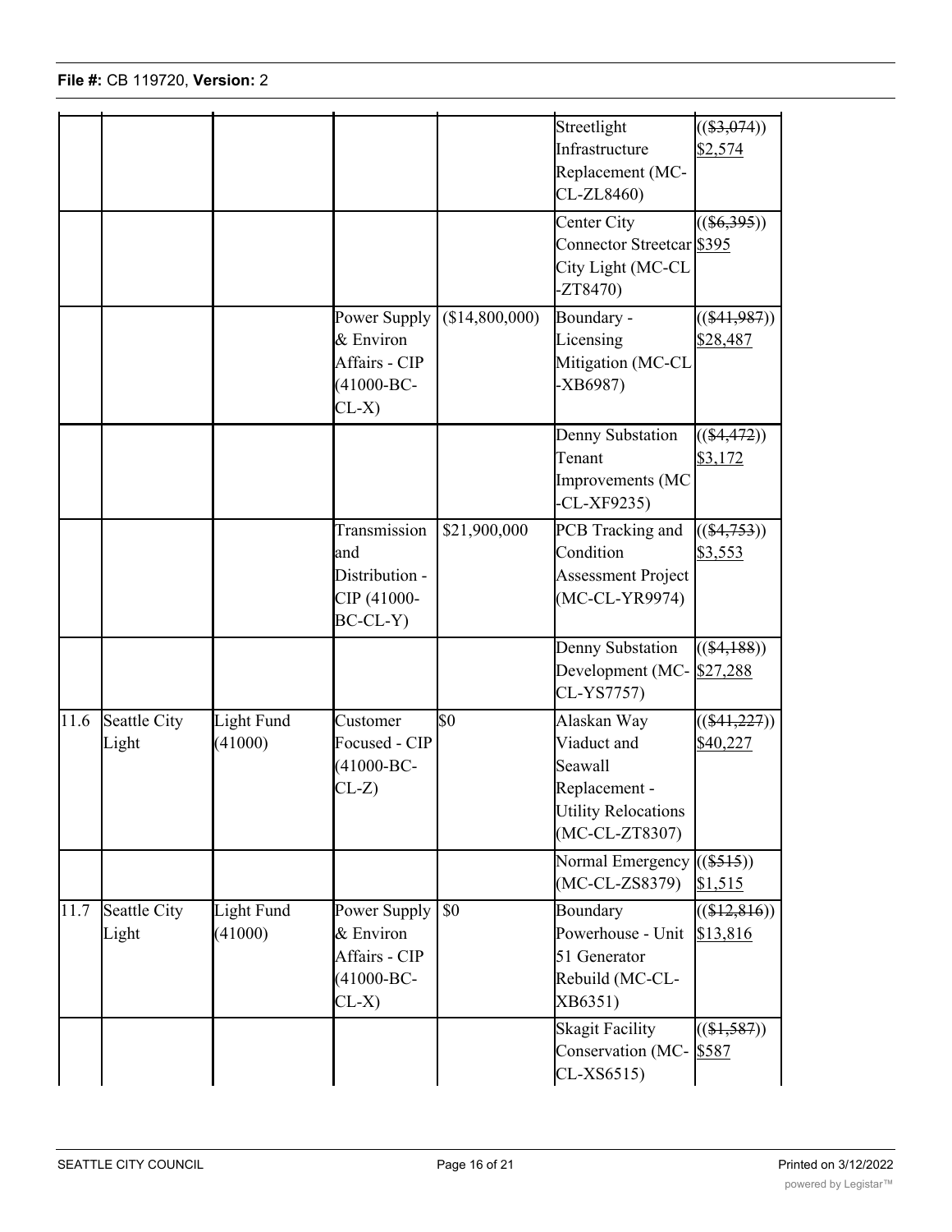| | | | | | Streetlight Infrastructure Replacement (MC-CL-ZL8460) | ((~~($3,074)~~)) $2,574 |
|---|---|---|---|---|---|---|
| | | | | | Center City Connector Streetcar City Light (MC-CL-ZT8470) | ((~~($6,395)~~)) $395 |
| | | | Power Supply & Environ Affairs - CIP (41000-BC-CL-X) | ($14,800,000) | Boundary - Licensing Mitigation (MC-CL-XB6987) | ((~~($41,987)~~)) $28,487 |
| | | | | | Denny Substation Tenant Improvements (MC-CL-XF9235) | ((~~($4,472)~~)) $3,172 |
| | | | Transmission and Distribution - CIP (41000-BC-CL-Y) | $21,900,000 | PCB Tracking and Condition Assessment Project (MC-CL-YR9974) | ((~~($4,753)~~)) $3,553 |
| | | | | | Denny Substation Development (MC-CL-YS7757) | ((~~($4,188)~~)) $27,288 |
| 11.6 | Seattle City Light | Light Fund (41000) | Customer Focused - CIP (41000-BC-CL-Z) | $0 | Alaskan Way Viaduct and Seawall Replacement - Utility Relocations (MC-CL-ZT8307) | ((~~($41,227)~~)) $40,227 |
| | | | | | Normal Emergency (MC-CL-ZS8379) | ((~~($515)~~)) $1,515 |
| 11.7 | Seattle City Light | Light Fund (41000) | Power Supply & Environ Affairs - CIP (41000-BC-CL-X) | $0 | Boundary Powerhouse - Unit 51 Generator Rebuild (MC-CL-XB6351) | ((~~($12,816)~~)) $13,816 |
| | | | | | Skagit Facility Conservation (MC-CL-XS6515) | ((~~($1,587)~~)) $587 |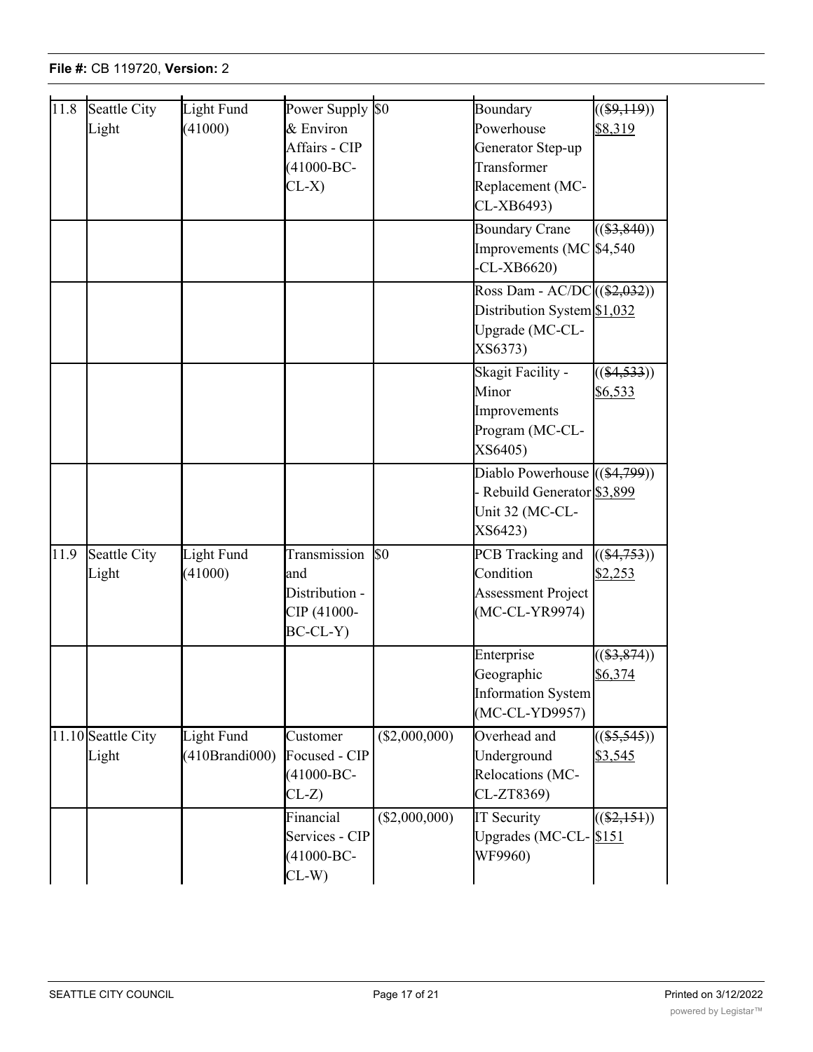| 11.8 | Seattle City Light | Light Fund (41000) | Power Supply & Environ Affairs - CIP (41000-BC-CL-X) | $0 | Boundary Powerhouse Generator Step-up Transformer Replacement (MC-CL-XB6493) | (($9,119)) $8,319 |
|---|---|---|---|---|---|---|
| | | | | | Boundary Crane Improvements (MC-CL-XB6620) | (($3,840)) $4,540 |
| | | | | | Ross Dam - AC/DC Distribution System Upgrade (MC-CL-XS6373) | (($2,032)) $1,032 |
| | | | | | Skagit Facility - Minor Improvements Program (MC-CL-XS6405) | (($4,533)) $6,533 |
| | | | | | Diablo Powerhouse - Rebuild Generator Unit 32 (MC-CL-XS6423) | (($4,799)) $3,899 |
| 11.9 | Seattle City Light | Light Fund (41000) | Transmission and Distribution - CIP (41000-BC-CL-Y) | $0 | PCB Tracking and Condition Assessment Project (MC-CL-YR9974) | (($4,753)) $2,253 |
| | | | | | Enterprise Geographic Information System (MC-CL-YD9957) | (($3,874)) $6,374 |
| 11.10 | Seattle City Light | Light Fund (410Brandi000) | Customer Focused - CIP (41000-BC-CL-Z) | ($2,000,000) | Overhead and Underground Relocations (MC-CL-ZT8369) | (($5,545)) $3,545 |
| | | | Financial Services - CIP (41000-BC-CL-W) | ($2,000,000) | IT Security Upgrades (MC-CL-WF9960) | (($2,151)) $151 |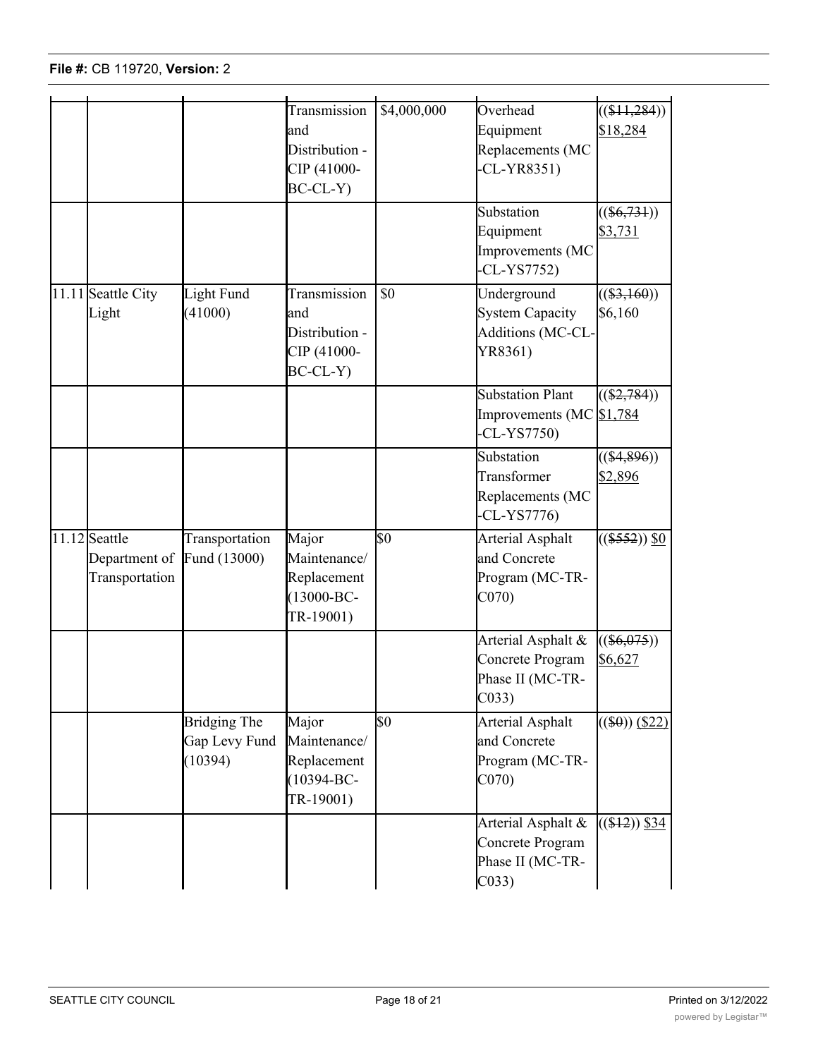| | | | | | | |
|---|---|---|---|---|---|---|
| | | | Transmission and Distribution - CIP (41000-BC-CL-Y) | $4,000,000 | Overhead Equipment Replacements (MC-CL-YR8351) | ((~~$11,284~~)) <u>$18,284</u> |
| | | | | | Substation Equipment Improvements (MC-CL-YS7752) | ((~~$6,731~~)) <u>$3,731</u> |
| 11.11 | Seattle City Light | Light Fund (41000) | Transmission and Distribution - CIP (41000-BC-CL-Y) | $0 | Underground System Capacity Additions (MC-CL-YR8361) | ((~~$3,160~~)) $6,160 |
| | | | | | Substation Plant Improvements (MC-CL-YS7750) | ((~~$2,784~~)) <u>$1,784</u> |
| | | | | | Substation Transformer Replacements (MC-CL-YS7776) | ((~~$4,896~~)) <u>$2,896</u> |
| 11.12 | Seattle Department of Transportation | Transportation Fund (13000) | Major Maintenance/ Replacement (13000-BC-TR-19001) | $0 | Arterial Asphalt and Concrete Program (MC-TR-C070) | ((~~$552~~)) <u>$0</u> |
| | | | | | Arterial Asphalt & Concrete Program Phase II (MC-TR-C033) | ((~~$6,075~~)) <u>$6,627</u> |
| | | Bridging The Gap Levy Fund (10394) | Major Maintenance/ Replacement (10394-BC-TR-19001) | $0 | Arterial Asphalt and Concrete Program (MC-TR-C070) | ((~~$0~~)) <u>($22)</u> |
| | | | | | Arterial Asphalt & Concrete Program Phase II (MC-TR-C033) | ((~~$12~~)) <u>$34</u> |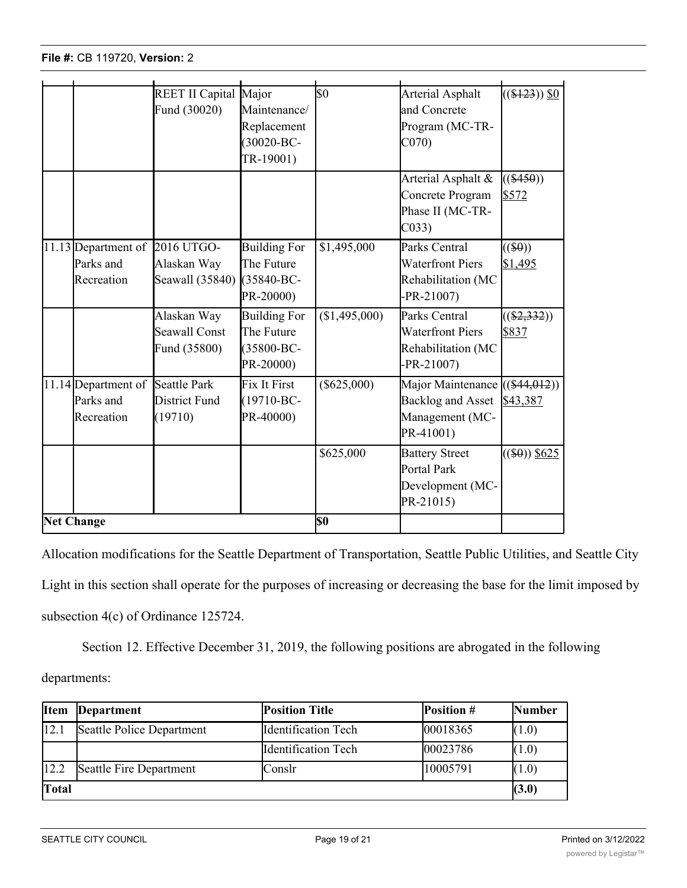| | | REET II Capital Fund (30020) | Major Maintenance/ Replacement (30020-BC-TR-19001) | $0 | Arterial Asphalt and Concrete Program (MC-TR-C070) | ((~~$123~~)) $0 |
|---|---|---|---|---|---|---|
| | | | | | Arterial Asphalt & Concrete Program Phase II (MC-TR-C033) | ((~~$450~~)) $572 |
| 11.13 | Department of Parks and Recreation | 2016 UTGO-Alaskan Way Seawall (35840) | Building For The Future (35840-BC-PR-20000) | $1,495,000 | Parks Central Waterfront Piers Rehabilitation (MC-PR-21007) | ((~~$0~~)) $1,495 |
| | | Alaskan Way Seawall Const Fund (35800) | Building For The Future (35800-BC-PR-20000) | ($1,495,000) | Parks Central Waterfront Piers Rehabilitation (MC-PR-21007) | ((~~$2,332~~)) $837 |
| 11.14 | Department of Parks and Recreation | Seattle Park District Fund (19710) | Fix It First (19710-BC-PR-40000) | ($625,000) | Major Maintenance Backlog and Asset Management (MC-PR-41001) | ((~~$44,012~~)) $43,387 |
| | | | | $625,000 | Battery Street Portal Park Development (MC-PR-21015) | ((~~$0~~)) $625 |
| **Net Change** | | | | **$0** | | |

Allocation modifications for the Seattle Department of Transportation, Seattle Public Utilities, and Seattle City Light in this section shall operate for the purposes of increasing or decreasing the base for the limit imposed by subsection 4(c) of Ordinance 125724.

Section 12. Effective December 31, 2019, the following positions are abrogated in the following departments:

| Item | Department | Position Title | Position # | Number |
|---|---|---|---|---|
| 12.1 | Seattle Police Department | Identification Tech | 00018365 | (1.0) |
| | | Identification Tech | 00023786 | (1.0) |
| 12.2 | Seattle Fire Department | Conslr | 10005791 | (1.0) |
| **Total** | | | | **(3.0)** |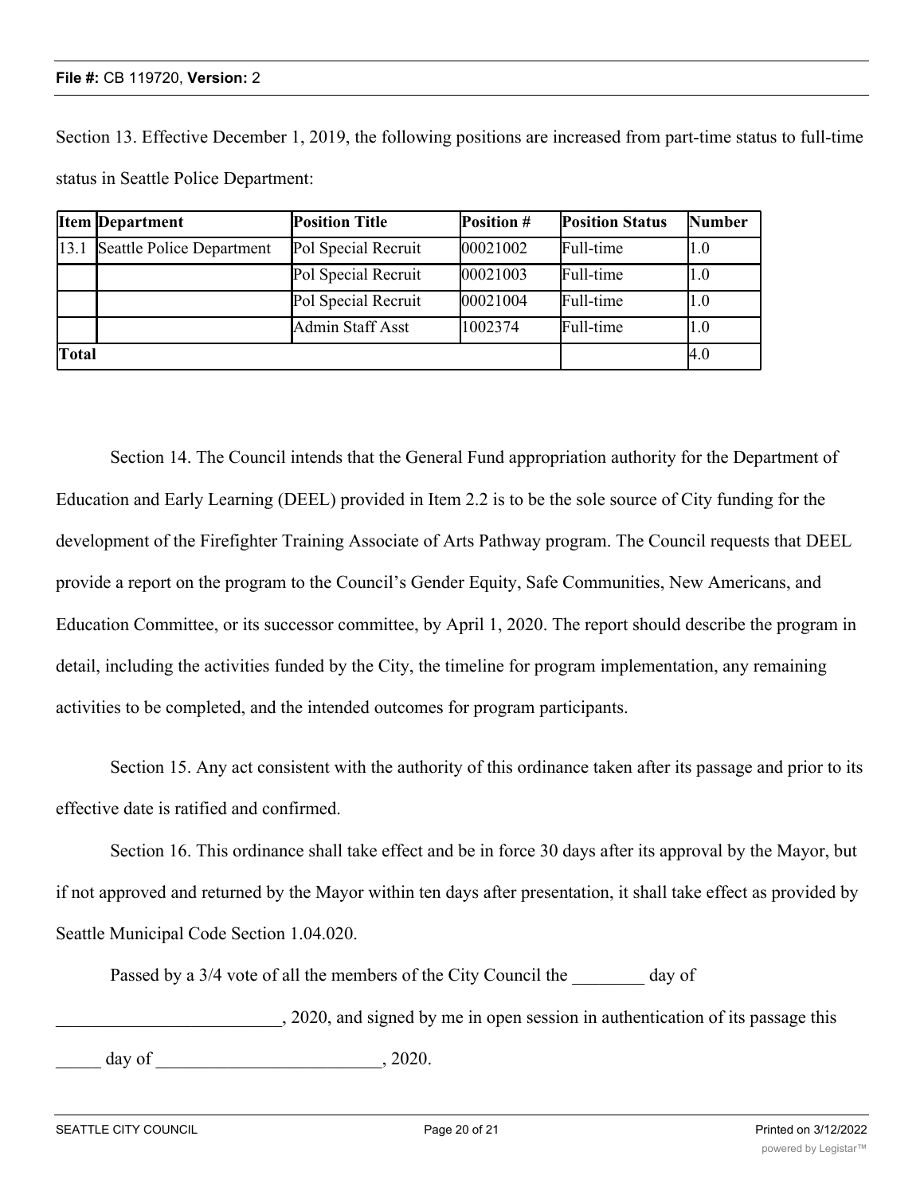Section 13. Effective December 1, 2019, the following positions are increased from part-time status to full-time status in Seattle Police Department:

| Item | Department | Position Title | Position # | Position Status | Number |
|---|---|---|---|---|---|
| 13.1 | Seattle Police Department | Pol Special Recruit | 00021002 | Full-time | 1.0 |
| | | Pol Special Recruit | 00021003 | Full-time | 1.0 |
| | | Pol Special Recruit | 00021004 | Full-time | 1.0 |
| | | Admin Staff Asst | 1002374 | Full-time | 1.0 |
| **Total** | | | | | 4.0 |

Section 14. The Council intends that the General Fund appropriation authority for the Department of Education and Early Learning (DEEL) provided in Item 2.2 is to be the sole source of City funding for the development of the Firefighter Training Associate of Arts Pathway program. The Council requests that DEEL provide a report on the program to the Council's Gender Equity, Safe Communities, New Americans, and Education Committee, or its successor committee, by April 1, 2020. The report should describe the program in detail, including the activities funded by the City, the timeline for program implementation, any remaining activities to be completed, and the intended outcomes for program participants.

Section 15. Any act consistent with the authority of this ordinance taken after its passage and prior to its effective date is ratified and confirmed.

Section 16. This ordinance shall take effect and be in force 30 days after its approval by the Mayor, but if not approved and returned by the Mayor within ten days after presentation, it shall take effect as provided by Seattle Municipal Code Section 1.04.020.

Passed by a 3/4 vote of all the members of the City Council the ________ day of _________________________, 2020, and signed by me in open session in authentication of its passage this _____ day of _________________________, 2020.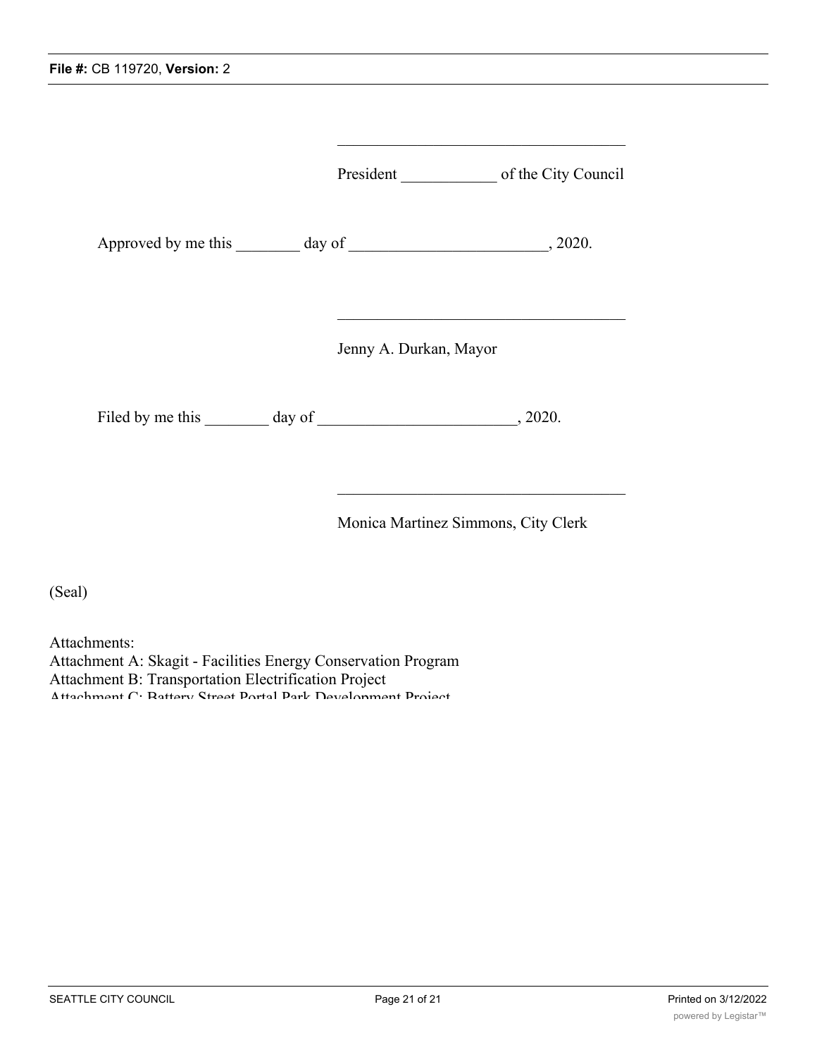\_\_\_\_\_\_\_\_\_\_\_\_\_\_\_\_\_\_\_\_\_\_\_\_\_\_\_\_\_\_\_\_\_\_\_\_

President \_\_\_\_\_\_\_\_\_\_\_\_ of the City Council

Approved by me this \_\_\_\_\_\_\_\_ day of \_\_\_\_\_\_\_\_\_\_\_\_\_\_\_\_\_\_\_\_\_\_\_\_\_, 2020.

\_\_\_\_\_\_\_\_\_\_\_\_\_\_\_\_\_\_\_\_\_\_\_\_\_\_\_\_\_\_\_\_\_\_\_\_

Jenny A. Durkan, Mayor

Filed by me this \_\_\_\_\_\_\_\_ day of \_\_\_\_\_\_\_\_\_\_\_\_\_\_\_\_\_\_\_\_\_\_\_\_\_, 2020.

\_\_\_\_\_\_\_\_\_\_\_\_\_\_\_\_\_\_\_\_\_\_\_\_\_\_\_\_\_\_\_\_\_\_\_\_

Monica Martinez Simmons, City Clerk

(Seal)

Attachments:
Attachment A: Skagit - Facilities Energy Conservation Program
Attachment B: Transportation Electrification Project
Attachment C: Battery Street Portal Park Development Project